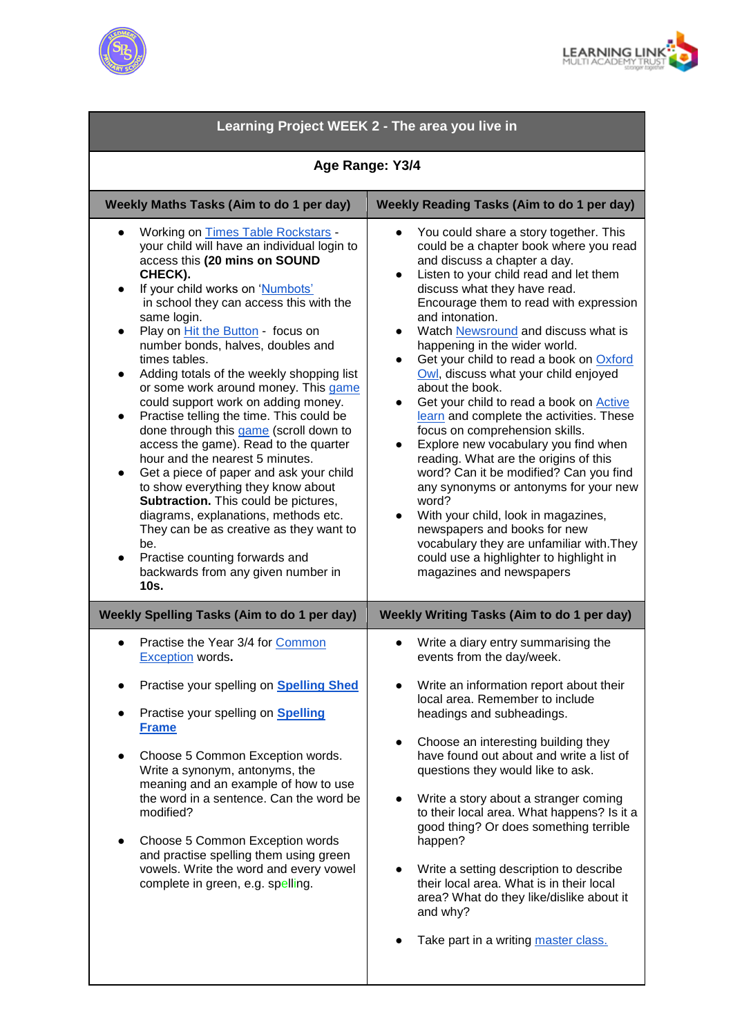# Learning Project WEEK 2 - The area you live in

**Age Range: Y3/4**

## Weekly Maths Tasks (Aim to do 1 per day)

- Working on Times Table Rockstars - your child will have an individual login to access this **(20 mins on SOUND CHECK).**
- If your child works on 'Numbots' in school they can access this with the same login.
- Play on Hit the Button - focus on number bonds, halves, doubles and times tables.
- Adding totals of the weekly shopping list or some work around money. This game could support work on adding money.
- Practise telling the time. This could be done through this game (scroll down to access the game). Read to the quarter hour and the nearest 5 minutes.
- Get a piece of paper and ask your child to show everything they know about **Subtraction.** This could be pictures, diagrams, explanations, methods etc. They can be as creative as they want to be.
- Practise counting forwards and backwards from any given number in **10s.**

## Weekly Reading Tasks (Aim to do 1 per day)

- You could share a story together. This could be a chapter book where you read and discuss a chapter a day.
- Listen to your child read and let them discuss what they have read. Encourage them to read with expression and intonation.
- Watch Newsround and discuss what is happening in the wider world.
- Get your child to read a book on Oxford Owl, discuss what your child enjoyed about the book.
- Get your child to read a book on Active learn and complete the activities. These focus on comprehension skills.
- Explore new vocabulary you find when reading. What are the origins of this word? Can it be modified? Can you find any synonyms or antonyms for your new word?
- With your child, look in magazines, newspapers and books for new vocabulary they are unfamiliar with.They could use a highlighter to highlight in magazines and newspapers

## Weekly Spelling Tasks (Aim to do 1 per day)

- Practise the Year 3/4 for Common Exception words**.**
- Practise your spelling on **Spelling Shed**
- Practise your spelling on **Spelling Frame**
- Choose 5 Common Exception words. Write a synonym, antonyms, the meaning and an example of how to use the word in a sentence. Can the word be modified?
- Choose 5 Common Exception words and practise spelling them using green vowels. Write the word and every vowel complete in green, e.g. spelling.

## Weekly Writing Tasks (Aim to do 1 per day)

- Write a diary entry summarising the events from the day/week.
- Write an information report about their local area. Remember to include headings and subheadings.
- Choose an interesting building they have found out about and write a list of questions they would like to ask.
- Write a story about a stranger coming to their local area. What happens? Is it a good thing? Or does something terrible happen?
- Write a setting description to describe their local area. What is in their local area? What do they like/dislike about it and why?
- Take part in a writing master class.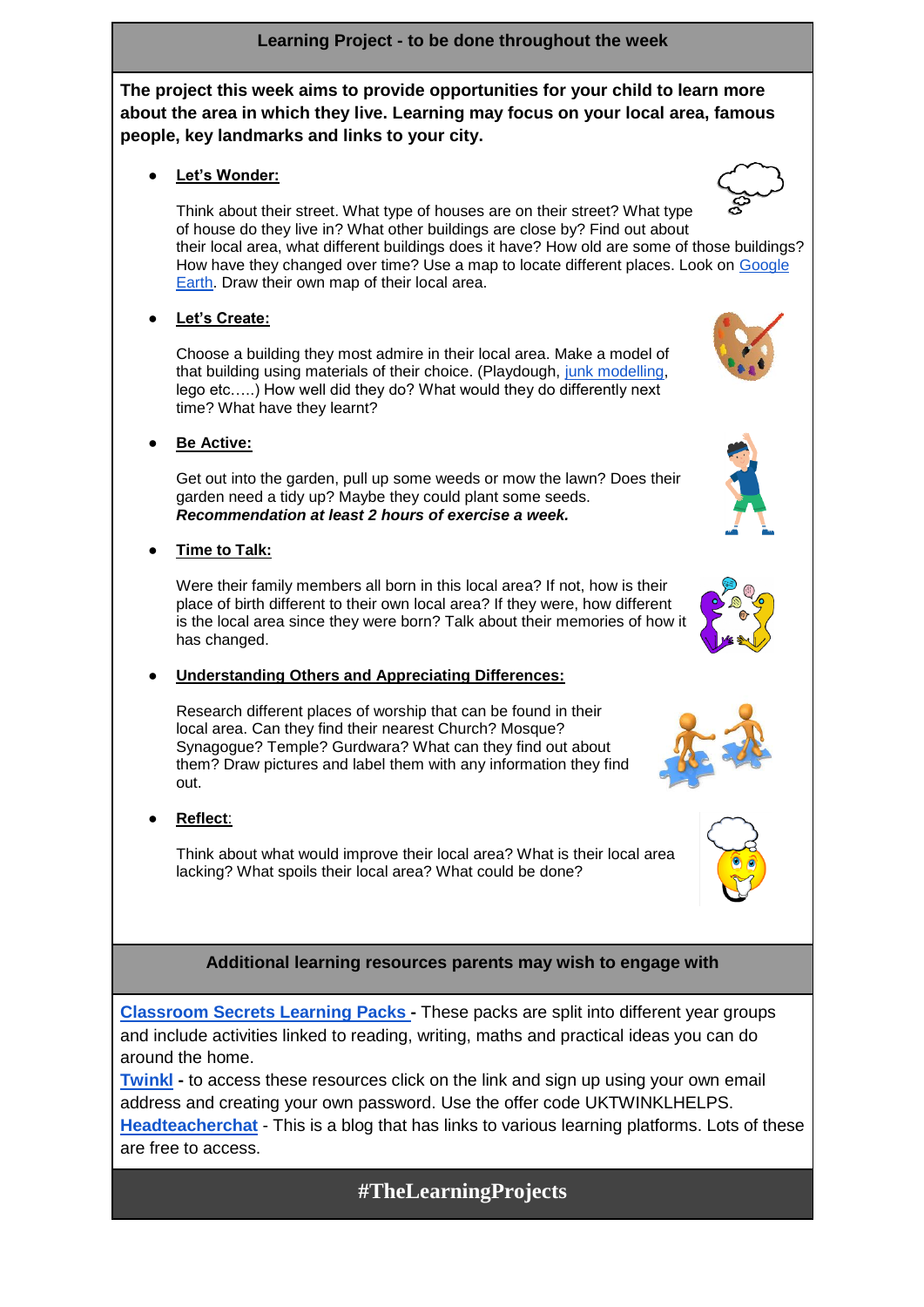## Learning Project - to be done throughout the week

**The project this week aims to provide opportunities for your child to learn more about the area in which they live. Learning may focus on your local area, famous people, key landmarks and links to your city.**

- **Let's Wonder:**

  Think about their street. What type of houses are on their street? What type of house do they live in? What other buildings are close by? Find out about their local area, what different buildings does it have? How old are some of those buildings? How have they changed over time? Use a map to locate different places. Look on Google Earth. Draw their own map of their local area.

- **Let's Create:**

  Choose a building they most admire in their local area. Make a model of that building using materials of their choice. (Playdough, junk modelling, lego etc…..) How well did they do? What would they do differently next time? What have they learnt?

- **Be Active:**

  Get out into the garden, pull up some weeds or mow the lawn? Does their garden need a tidy up? Maybe they could plant some seeds.
  ***Recommendation at least 2 hours of exercise a week.***

- **Time to Talk:**

  Were their family members all born in this local area? If not, how is their place of birth different to their own local area? If they were, how different is the local area since they were born? Talk about their memories of how it has changed.

- **Understanding Others and Appreciating Differences:**

  Research different places of worship that can be found in their local area. Can they find their nearest Church? Mosque? Synagogue? Temple? Gurdwara? What can they find out about them? Draw pictures and label them with any information they find out.

- **Reflect:**

  Think about what would improve their local area? What is their local area lacking? What spoils their local area? What could be done?

## Additional learning resources parents may wish to engage with

**Classroom Secrets Learning Packs -** These packs are split into different year groups and include activities linked to reading, writing, maths and practical ideas you can do around the home.
**Twinkl -** to access these resources click on the link and sign up using your own email address and creating your own password. Use the offer code UKTWINKLHELPS.
**Headteacherchat** - This is a blog that has links to various learning platforms. Lots of these are free to access.

**#TheLearningProjects**